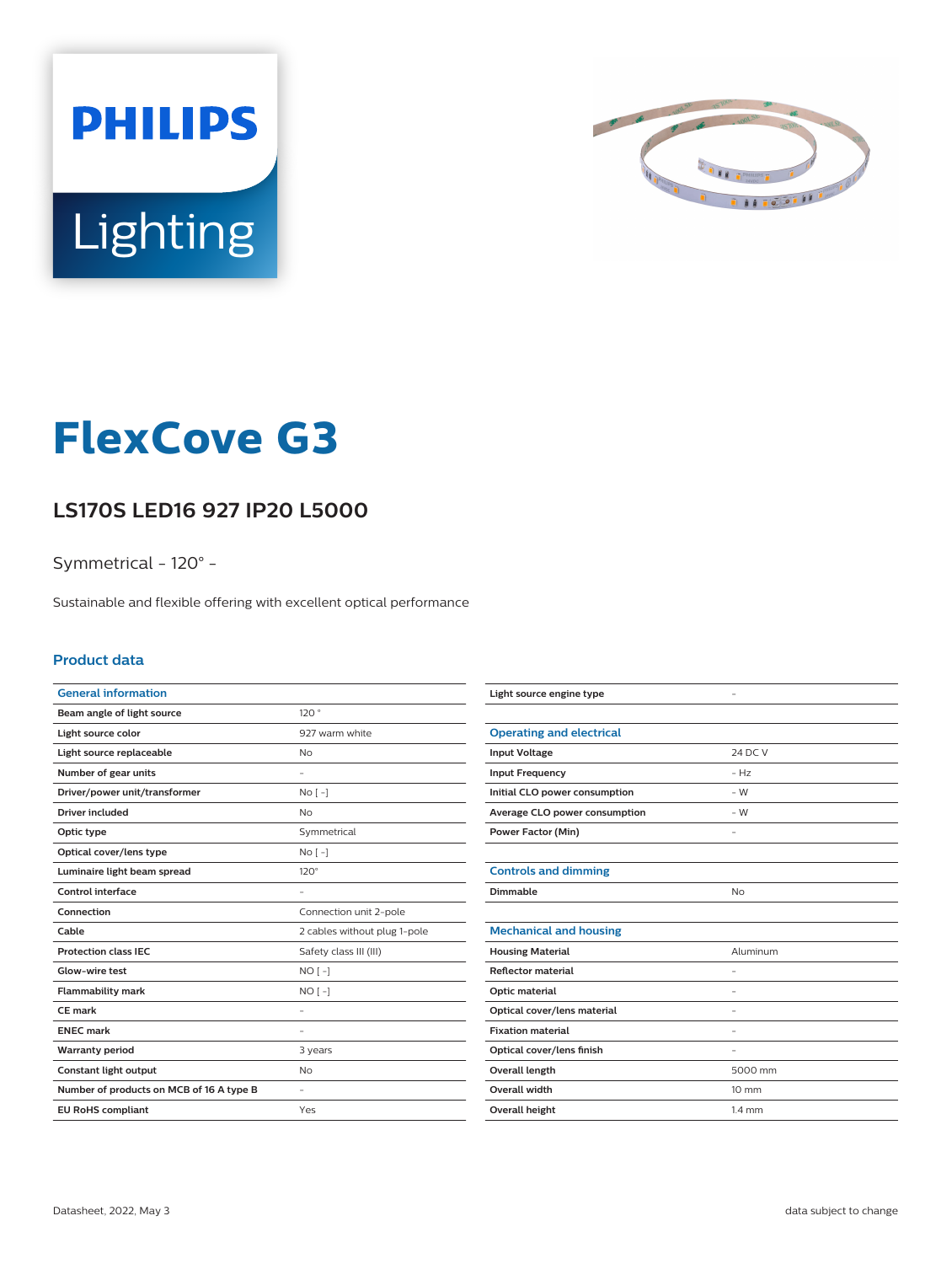# FlexCove G3

## LS170S LED16 927 IP20 L5000

Symmetrical - 120° -

Sustainable and flexible offering with excellent optical performance

### Product data

| General information | |
|---|---|
| Beam angle of light source | 120 ° |
| Light source color | 927 warm white |
| Light source replaceable | No |
| Number of gear units | - |
| Driver/power unit/transformer | No [ -] |
| Driver included | No |
| Optic type | Symmetrical |
| Optical cover/lens type | No [ -] |
| Luminaire light beam spread | 120° |
| Control interface | - |
| Connection | Connection unit 2-pole |
| Cable | 2 cables without plug 1-pole |
| Protection class IEC | Safety class III (III) |
| Glow-wire test | NO [ -] |
| Flammability mark | NO [ -] |
| CE mark | - |
| ENEC mark | - |
| Warranty period | 3 years |
| Constant light output | No |
| Number of products on MCB of 16 A type B | - |
| EU RoHS compliant | Yes |
| Light source engine type | - |

| Operating and electrical | |
|---|---|
| Input Voltage | 24 DC V |
| Input Frequency | - Hz |
| Initial CLO power consumption | - W |
| Average CLO power consumption | - W |
| Power Factor (Min) | - |

| Controls and dimming | |
|---|---|
| Dimmable | No |

| Mechanical and housing | |
|---|---|
| Housing Material | Aluminum |
| Reflector material | - |
| Optic material | - |
| Optical cover/lens material | - |
| Fixation material | - |
| Optical cover/lens finish | - |
| Overall length | 5000 mm |
| Overall width | 10 mm |
| Overall height | 1.4 mm |

Datasheet, 2022, May 3

data subject to change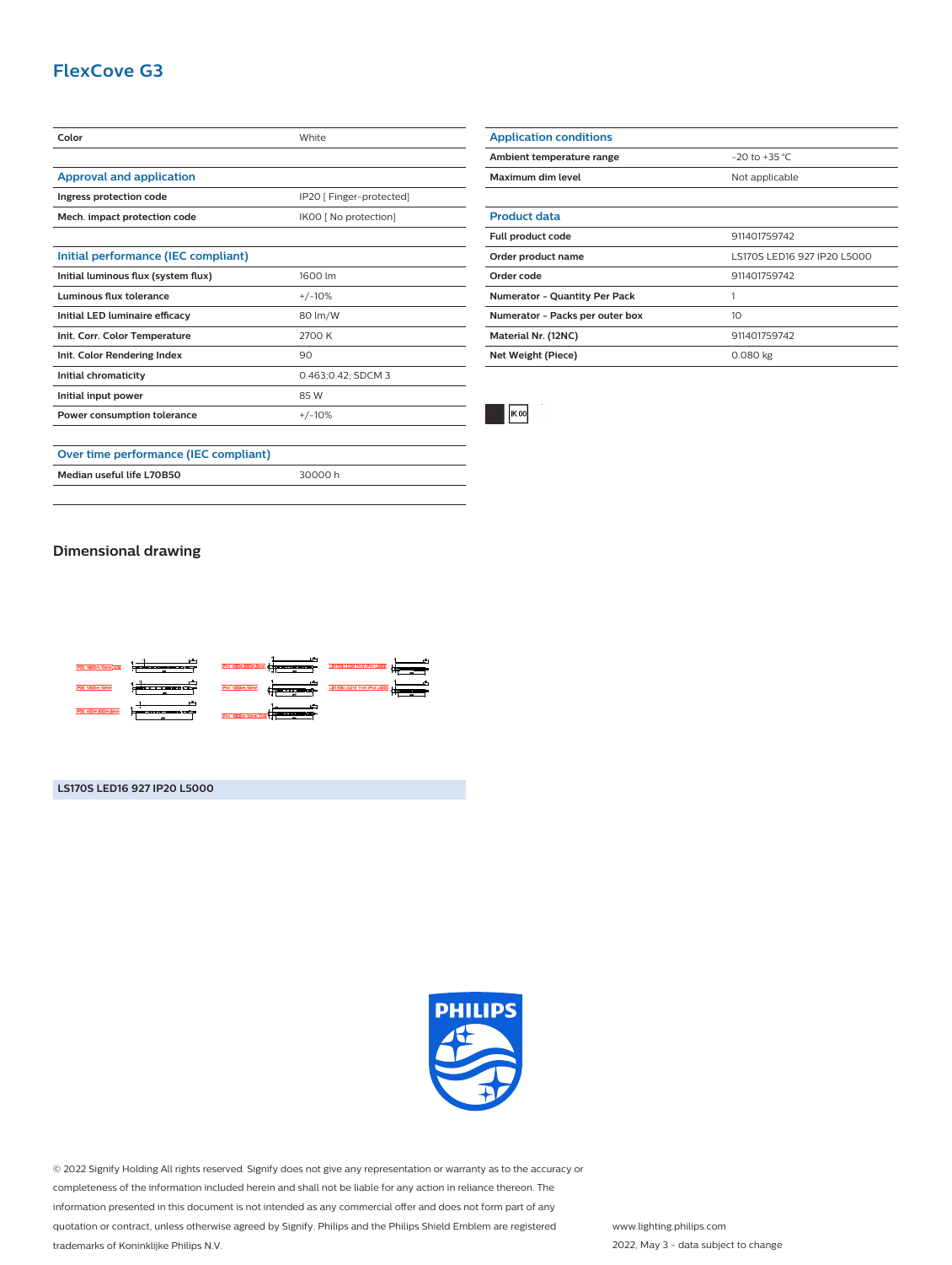## FlexCove G3

| | |
|---|---|
| **Color** | White |

| Approval and application | |
|---|---|
| **Ingress protection code** | IP20 [ Finger-protected] |
| **Mech. impact protection code** | IK00 [ No protection] |

| Initial performance (IEC compliant) | |
|---|---|
| **Initial luminous flux (system flux)** | 1600 lm |
| **Luminous flux tolerance** | +/-10% |
| **Initial LED luminaire efficacy** | 80 lm/W |
| **Init. Corr. Color Temperature** | 2700 K |
| **Init. Color Rendering Index** | 90 |
| **Initial chromaticity** | 0.463;0.42; SDCM 3 |
| **Initial input power** | 85 W |
| **Power consumption tolerance** | +/-10% |

| Over time performance (IEC compliant) | |
|---|---|
| **Median useful life L70B50** | 30000 h |

| Application conditions | |
|---|---|
| **Ambient temperature range** | -20 to +35 °C |
| **Maximum dim level** | Not applicable |

| Product data | |
|---|---|
| **Full product code** | 911401759742 |
| **Order product name** | LS170S LED16 927 IP20 L5000 |
| **Order code** | 911401759742 |
| **Numerator - Quantity Per Pack** | 1 |
| **Numerator - Packs per outer box** | 10 |
| **Material Nr. (12NC)** | 911401759742 |
| **Net Weight (Piece)** | 0.080 kg |

IK 00

### Dimensional drawing

**LS170S LED16 927 IP20 L5000**

© 2022 Signify Holding All rights reserved. Signify does not give any representation or warranty as to the accuracy or completeness of the information included herein and shall not be liable for any action in reliance thereon. The information presented in this document is not intended as any commercial offer and does not form part of any quotation or contract, unless otherwise agreed by Signify. Philips and the Philips Shield Emblem are registered trademarks of Koninklijke Philips N.V.

www.lighting.philips.com

2022, May 3 - data subject to change